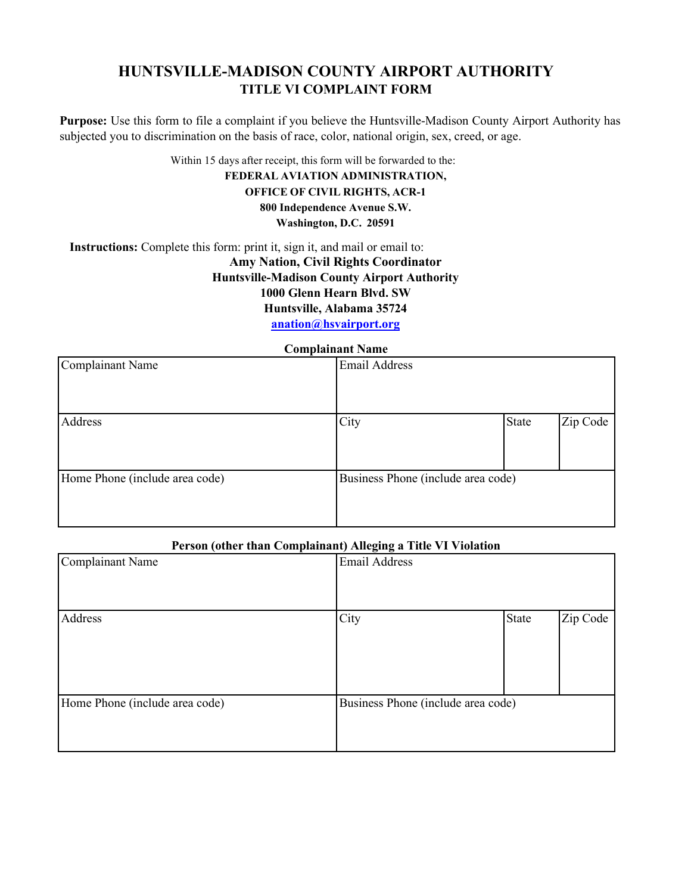# HUNTSVILLE-MADISON COUNTY AIRPORT AUTHORITY
## TITLE VI COMPLAINT FORM

**Purpose:** Use this form to file a complaint if you believe the Huntsville-Madison County Airport Authority has subjected you to discrimination on the basis of race, color, national origin, sex, creed, or age.

Within 15 days after receipt, this form will be forwarded to the:

**FEDERAL AVIATION ADMINISTRATION,**
**OFFICE OF CIVIL RIGHTS, ACR-1**
**800 Independence Avenue S.W.**
**Washington, D.C. 20591**

**Instructions:** Complete this form: print it, sign it, and mail or email to:

**Amy Nation, Civil Rights Coordinator**
**Huntsville-Madison County Airport Authority**
**1000 Glenn Hearn Blvd. SW**
**Huntsville, Alabama 35724**
**anation@hsvairport.org**

**Complainant Name**

| Complainant Name | Email Address | | |
|---|---|---|---|
| Address | City | State | Zip Code |
| Home Phone (include area code) | Business Phone (include area code) | | |

**Person (other than Complainant) Alleging a Title VI Violation**

| Complainant Name | Email Address | | |
|---|---|---|---|
| Address | City | State | Zip Code |
| Home Phone (include area code) | Business Phone (include area code) | | |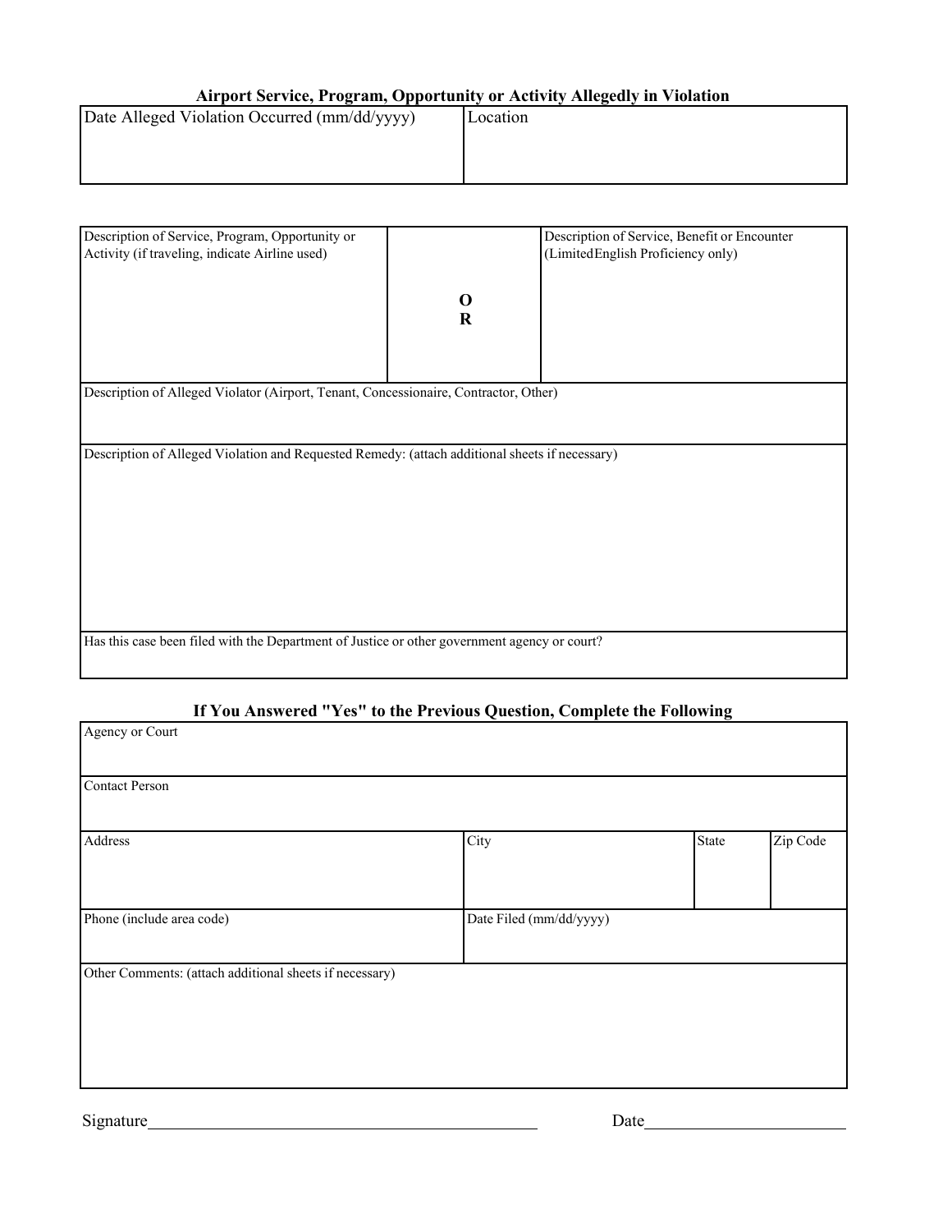### Airport Service, Program, Opportunity or Activity Allegedly in Violation

| Date Alleged Violation Occurred (mm/dd/yyyy) | Location |
| --- | --- |
| | |

| Description of Service, Program, Opportunity or Activity (if traveling, indicate Airline used) | OR | Description of Service, Benefit or Encounter (LimitedEnglish Proficiency only) |
| --- | --- | --- |
| Description of Alleged Violator (Airport, Tenant, Concessionaire, Contractor, Other) | | |
| Description of Alleged Violation and Requested Remedy: (attach additional sheets if necessary) | | |
| Has this case been filed with the Department of Justice or other government agency or court? | | |

### If You Answered "Yes" to the Previous Question, Complete the Following

| | | | |
| --- | --- | --- | --- |
| Agency or Court | | | |
| Contact Person | | | |
| Address | City | State | Zip Code |
| Phone (include area code) | Date Filed (mm/dd/yyyy) | | |
| Other Comments: (attach additional sheets if necessary) | | | |

Signature_______________________________________ Date____________________